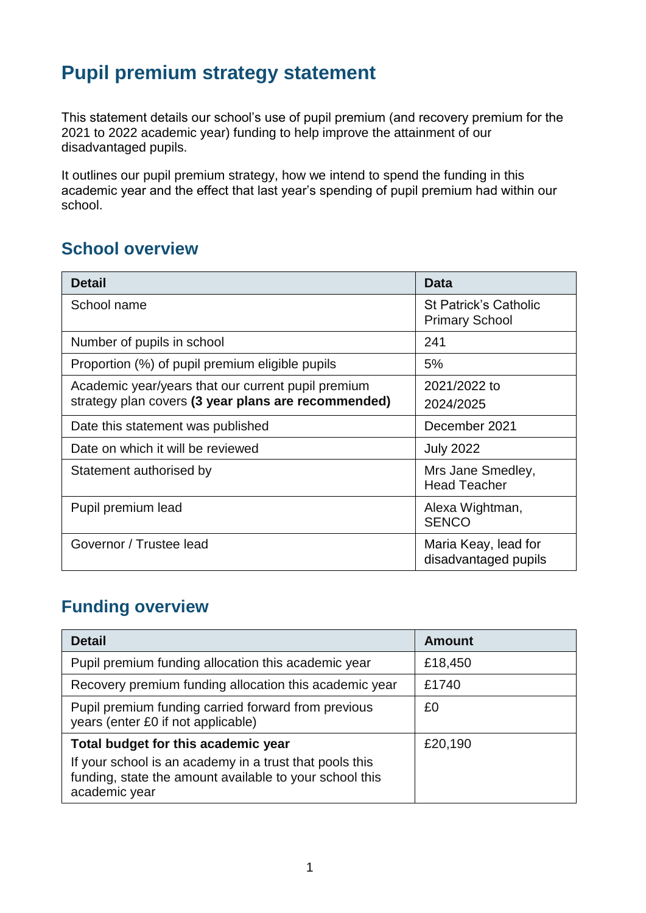# Pupil premium strategy statement

This statement details our school's use of pupil premium (and recovery premium for the 2021 to 2022 academic year) funding to help improve the attainment of our disadvantaged pupils.

It outlines our pupil premium strategy, how we intend to spend the funding in this academic year and the effect that last year's spending of pupil premium had within our school.

## School overview

| Detail | Data |
|---|---|
| School name | St Patrick's Catholic Primary School |
| Number of pupils in school | 241 |
| Proportion (%) of pupil premium eligible pupils | 5% |
| Academic year/years that our current pupil premium strategy plan covers **(3 year plans are recommended)** | 2021/2022 to 2024/2025 |
| Date this statement was published | December 2021 |
| Date on which it will be reviewed | July 2022 |
| Statement authorised by | Mrs Jane Smedley, Head Teacher |
| Pupil premium lead | Alexa Wightman, SENCO |
| Governor / Trustee lead | Maria Keay, lead for disadvantaged pupils |

## Funding overview

| Detail | Amount |
|---|---|
| Pupil premium funding allocation this academic year | £18,450 |
| Recovery premium funding allocation this academic year | £1740 |
| Pupil premium funding carried forward from previous years (enter £0 if not applicable) | £0 |
| **Total budget for this academic year**<br>If your school is an academy in a trust that pools this funding, state the amount available to your school this academic year | £20,190 |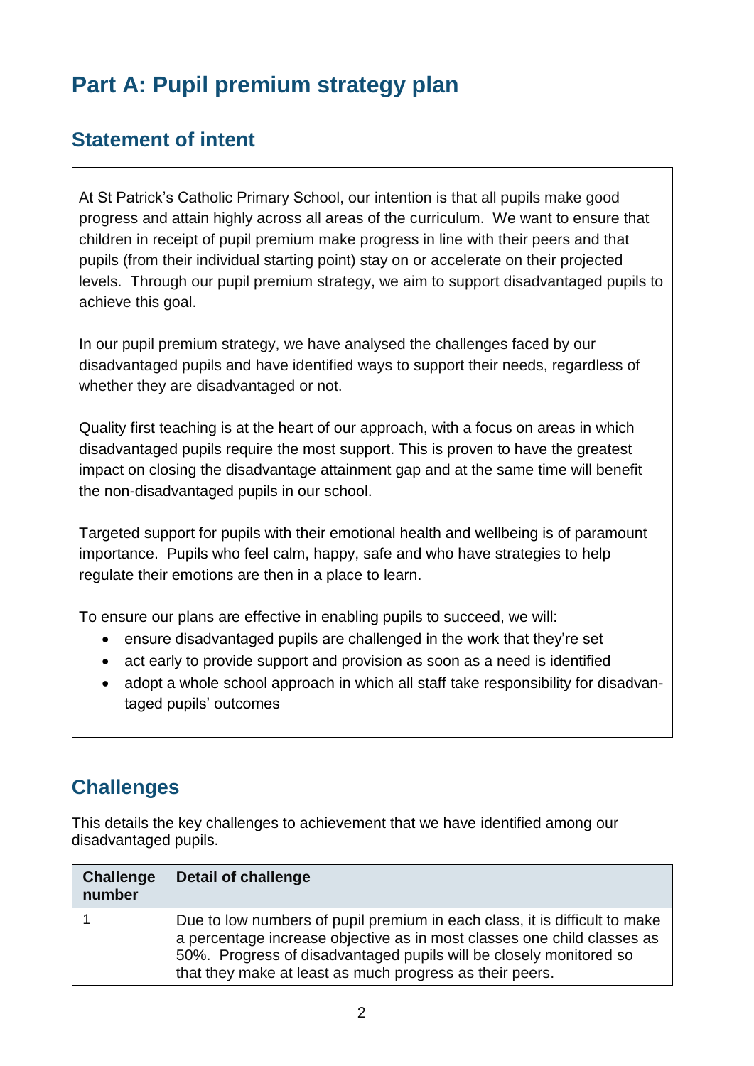# Part A: Pupil premium strategy plan

## Statement of intent

At St Patrick's Catholic Primary School, our intention is that all pupils make good progress and attain highly across all areas of the curriculum. We want to ensure that children in receipt of pupil premium make progress in line with their peers and that pupils (from their individual starting point) stay on or accelerate on their projected levels. Through our pupil premium strategy, we aim to support disadvantaged pupils to achieve this goal.

In our pupil premium strategy, we have analysed the challenges faced by our disadvantaged pupils and have identified ways to support their needs, regardless of whether they are disadvantaged or not.

Quality first teaching is at the heart of our approach, with a focus on areas in which disadvantaged pupils require the most support. This is proven to have the greatest impact on closing the disadvantage attainment gap and at the same time will benefit the non-disadvantaged pupils in our school.

Targeted support for pupils with their emotional health and wellbeing is of paramount importance. Pupils who feel calm, happy, safe and who have strategies to help regulate their emotions are then in a place to learn.

To ensure our plans are effective in enabling pupils to succeed, we will:

- ensure disadvantaged pupils are challenged in the work that they're set
- act early to provide support and provision as soon as a need is identified
- adopt a whole school approach in which all staff take responsibility for disadvantaged pupils' outcomes

## Challenges

This details the key challenges to achievement that we have identified among our disadvantaged pupils.

| Challenge number | Detail of challenge |
| --- | --- |
| 1 | Due to low numbers of pupil premium in each class, it is difficult to make a percentage increase objective as in most classes one child classes as 50%. Progress of disadvantaged pupils will be closely monitored so that they make at least as much progress as their peers. |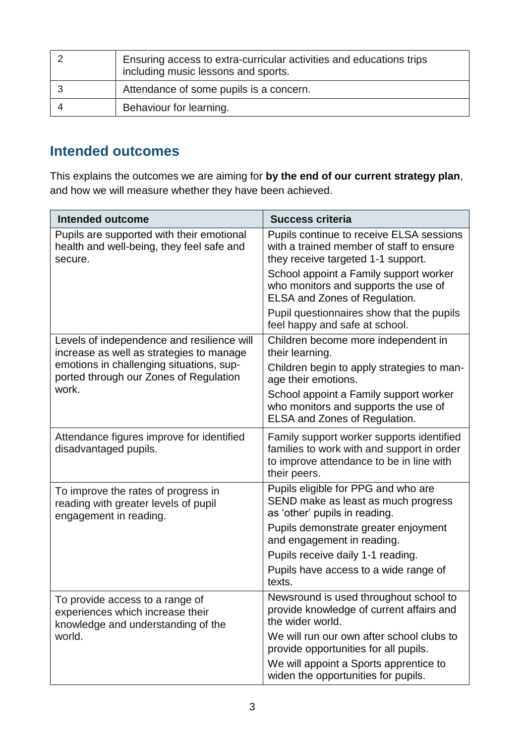| 2 | Ensuring access to extra-curricular activities and educations trips including music lessons and sports. |
|---|---|
| 3 | Attendance of some pupils is a concern. |
| 4 | Behaviour for learning. |

## Intended outcomes

This explains the outcomes we are aiming for **by the end of our current strategy plan**, and how we will measure whether they have been achieved.

| Intended outcome | Success criteria |
|---|---|
| Pupils are supported with their emotional health and well-being, they feel safe and secure. | Pupils continue to receive ELSA sessions with a trained member of staff to ensure they receive targeted 1-1 support.<br>School appoint a Family support worker who monitors and supports the use of ELSA and Zones of Regulation.<br>Pupil questionnaires show that the pupils feel happy and safe at school. |
| Levels of independence and resilience will increase as well as strategies to manage emotions in challenging situations, supported through our Zones of Regulation work. | Children become more independent in their learning.<br>Children begin to apply strategies to manage their emotions.<br>School appoint a Family support worker who monitors and supports the use of ELSA and Zones of Regulation. |
| Attendance figures improve for identified disadvantaged pupils. | Family support worker supports identified families to work with and support in order to improve attendance to be in line with their peers. |
| To improve the rates of progress in reading with greater levels of pupil engagement in reading. | Pupils eligible for PPG and who are SEND make as least as much progress as 'other' pupils in reading.<br>Pupils demonstrate greater enjoyment and engagement in reading.<br>Pupils receive daily 1-1 reading.<br>Pupils have access to a wide range of texts. |
| To provide access to a range of experiences which increase their knowledge and understanding of the world. | Newsround is used throughout school to provide knowledge of current affairs and the wider world.<br>We will run our own after school clubs to provide opportunities for all pupils.<br>We will appoint a Sports apprentice to widen the opportunities for pupils. |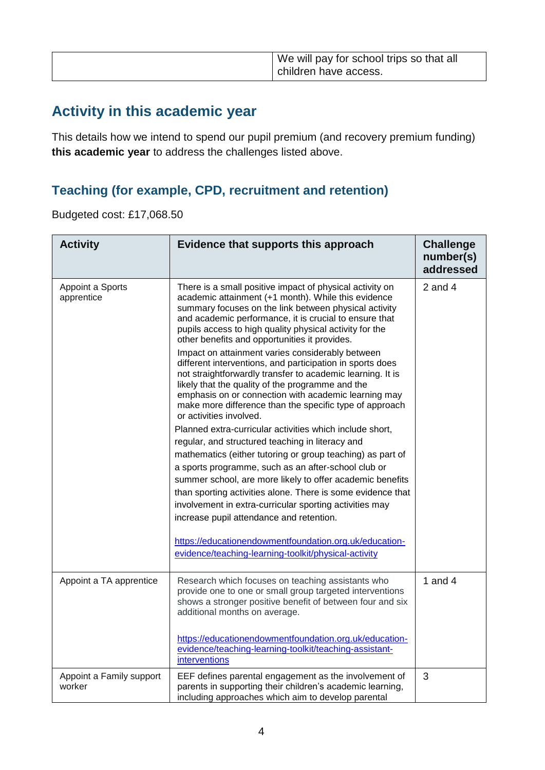| | We will pay for school trips so that all children have access. |
|---|---|

## Activity in this academic year

This details how we intend to spend our pupil premium (and recovery premium funding) **this academic year** to address the challenges listed above.

### Teaching (for example, CPD, recruitment and retention)

Budgeted cost: £17,068.50

| Activity | Evidence that supports this approach | Challenge number(s) addressed |
|---|---|---|
| Appoint a Sports apprentice | There is a small positive impact of physical activity on academic attainment (+1 month). While this evidence summary focuses on the link between physical activity and academic performance, it is crucial to ensure that pupils access to high quality physical activity for the other benefits and opportunities it provides.<br><br>Impact on attainment varies considerably between different interventions, and participation in sports does not straightforwardly transfer to academic learning. It is likely that the quality of the programme and the emphasis on or connection with academic learning may make more difference than the specific type of approach or activities involved.<br><br>Planned extra-curricular activities which include short, regular, and structured teaching in literacy and mathematics (either tutoring or group teaching) as part of a sports programme, such as an after-school club or summer school, are more likely to offer academic benefits than sporting activities alone. There is some evidence that involvement in extra-curricular sporting activities may increase pupil attendance and retention.<br><br>https://educationendowmentfoundation.org.uk/education-evidence/teaching-learning-toolkit/physical-activity | 2 and 4 |
| Appoint a TA apprentice | Research which focuses on teaching assistants who provide one to one or small group targeted interventions shows a stronger positive benefit of between four and six additional months on average.<br><br>https://educationendowmentfoundation.org.uk/education-evidence/teaching-learning-toolkit/teaching-assistant-interventions | 1 and 4 |
| Appoint a Family support worker | EEF defines parental engagement as the involvement of parents in supporting their children's academic learning, including approaches which aim to develop parental | 3 |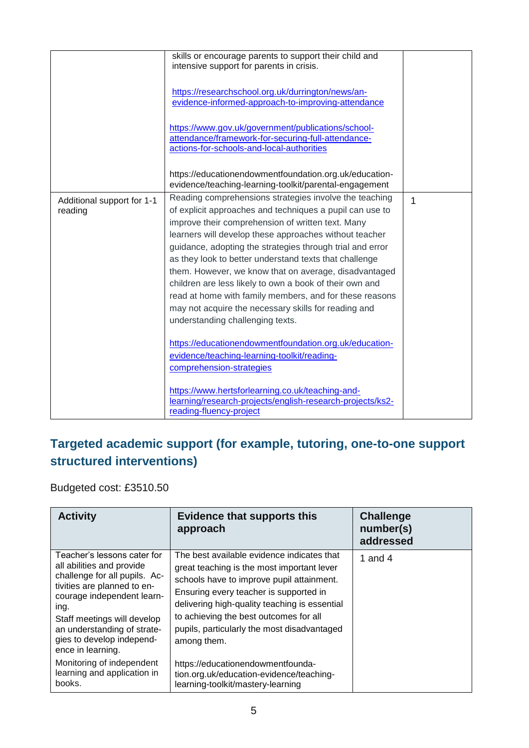| | | |
|---|---|---|
| | skills or encourage parents to support their child and intensive support for parents in crisis.<br><br>https://researchschool.org.uk/durrington/news/an-evidence-informed-approach-to-improving-attendance<br><br>https://www.gov.uk/government/publications/school-attendance/framework-for-securing-full-attendance-actions-for-schools-and-local-authorities<br><br>https://educationendowmentfoundation.org.uk/education-evidence/teaching-learning-toolkit/parental-engagement | |
| Additional support for 1-1 reading | Reading comprehensions strategies involve the teaching of explicit approaches and techniques a pupil can use to improve their comprehension of written text. Many learners will develop these approaches without teacher guidance, adopting the strategies through trial and error as they look to better understand texts that challenge them. However, we know that on average, disadvantaged children are less likely to own a book of their own and read at home with family members, and for these reasons may not acquire the necessary skills for reading and understanding challenging texts.<br><br>https://educationendowmentfoundation.org.uk/education-evidence/teaching-learning-toolkit/reading-comprehension-strategies<br><br>https://www.hertsforlearning.co.uk/teaching-and-learning/research-projects/english-research-projects/ks2-reading-fluency-project | 1 |

## Targeted academic support (for example, tutoring, one-to-one support structured interventions)

Budgeted cost: £3510.50

| Activity | Evidence that supports this approach | Challenge number(s) addressed |
|---|---|---|
| Teacher's lessons cater for all abilities and provide challenge for all pupils. Activities are planned to encourage independent learning.<br><br>Staff meetings will develop an understanding of strategies to develop independence in learning.<br><br>Monitoring of independent learning and application in books. | The best available evidence indicates that great teaching is the most important lever schools have to improve pupil attainment. Ensuring every teacher is supported in delivering high-quality teaching is essential to achieving the best outcomes for all pupils, particularly the most disadvantaged among them.<br><br>https://educationendowmentfoundation.org.uk/education-evidence/teaching-learning-toolkit/mastery-learning | 1 and 4 |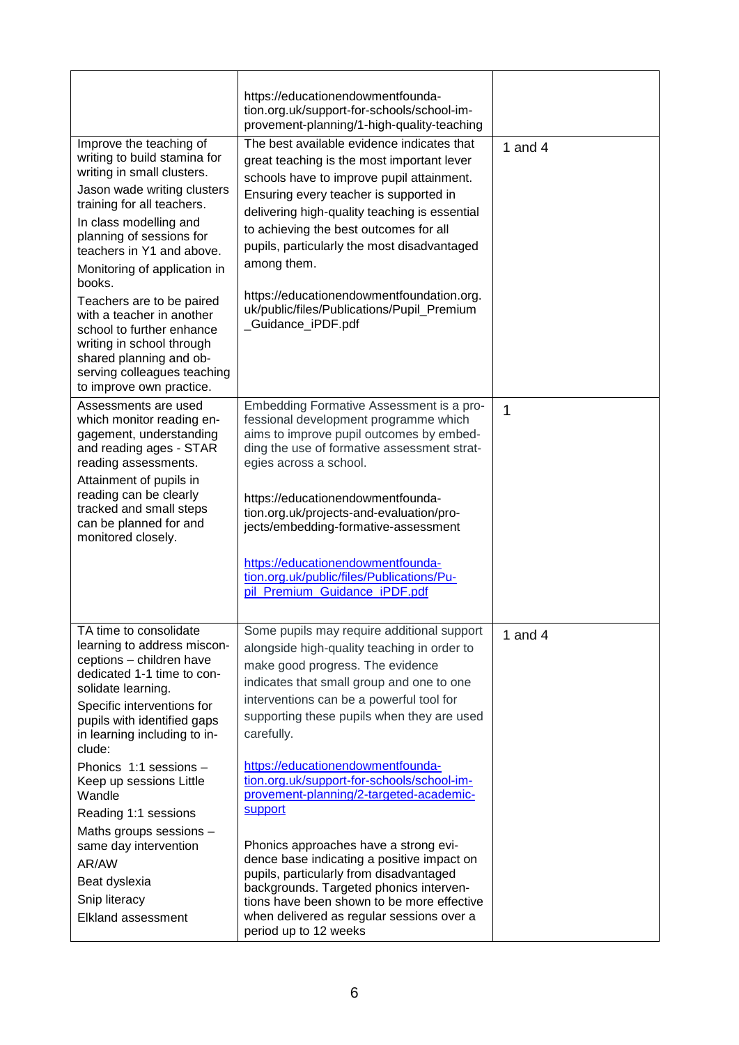| | | |
|---|---|---|
| | https://educationendowmentfoundation.org.uk/support-for-schools/school-improvement-planning/1-high-quality-teaching | |
| Improve the teaching of writing to build stamina for writing in small clusters.<br><br>Jason wade writing clusters training for all teachers.<br><br>In class modelling and planning of sessions for teachers in Y1 and above.<br><br>Monitoring of application in books.<br><br>Teachers are to be paired with a teacher in another school to further enhance writing in school through shared planning and observing colleagues teaching to improve own practice. | The best available evidence indicates that great teaching is the most important lever schools have to improve pupil attainment. Ensuring every teacher is supported in delivering high-quality teaching is essential to achieving the best outcomes for all pupils, particularly the most disadvantaged among them.<br><br>https://educationendowmentfoundation.org.uk/public/files/Publications/Pupil_Premium_Guidance_iPDF.pdf | 1 and 4 |
| Assessments are used which monitor reading engagement, understanding and reading ages - STAR reading assessments.<br><br>Attainment of pupils in reading can be clearly tracked and small steps can be planned for and monitored closely. | Embedding Formative Assessment is a professional development programme which aims to improve pupil outcomes by embedding the use of formative assessment strategies across a school.<br><br>https://educationendowmentfoundation.org.uk/projects-and-evaluation/projects/embedding-formative-assessment<br><br>https://educationendowmentfoundation.org.uk/public/files/Publications/Pupil_Premium_Guidance_iPDF.pdf | 1 |
| TA time to consolidate learning to address misconceptions – children have dedicated 1-1 time to consolidate learning.<br><br>Specific interventions for pupils with identified gaps in learning including to include:<br><br>Phonics 1:1 sessions – Keep up sessions Little Wandle<br><br>Reading 1:1 sessions<br><br>Maths groups sessions – same day intervention<br><br>AR/AW<br><br>Beat dyslexia<br><br>Snip literacy<br><br>Elkland assessment | Some pupils may require additional support alongside high-quality teaching in order to make good progress. The evidence indicates that small group and one to one interventions can be a powerful tool for supporting these pupils when they are used carefully.<br><br>https://educationendowmentfoundation.org.uk/support-for-schools/school-improvement-planning/2-targeted-academic-support<br><br>Phonics approaches have a strong evidence base indicating a positive impact on pupils, particularly from disadvantaged backgrounds. Targeted phonics interventions have been shown to be more effective when delivered as regular sessions over a period up to 12 weeks | 1 and 4 |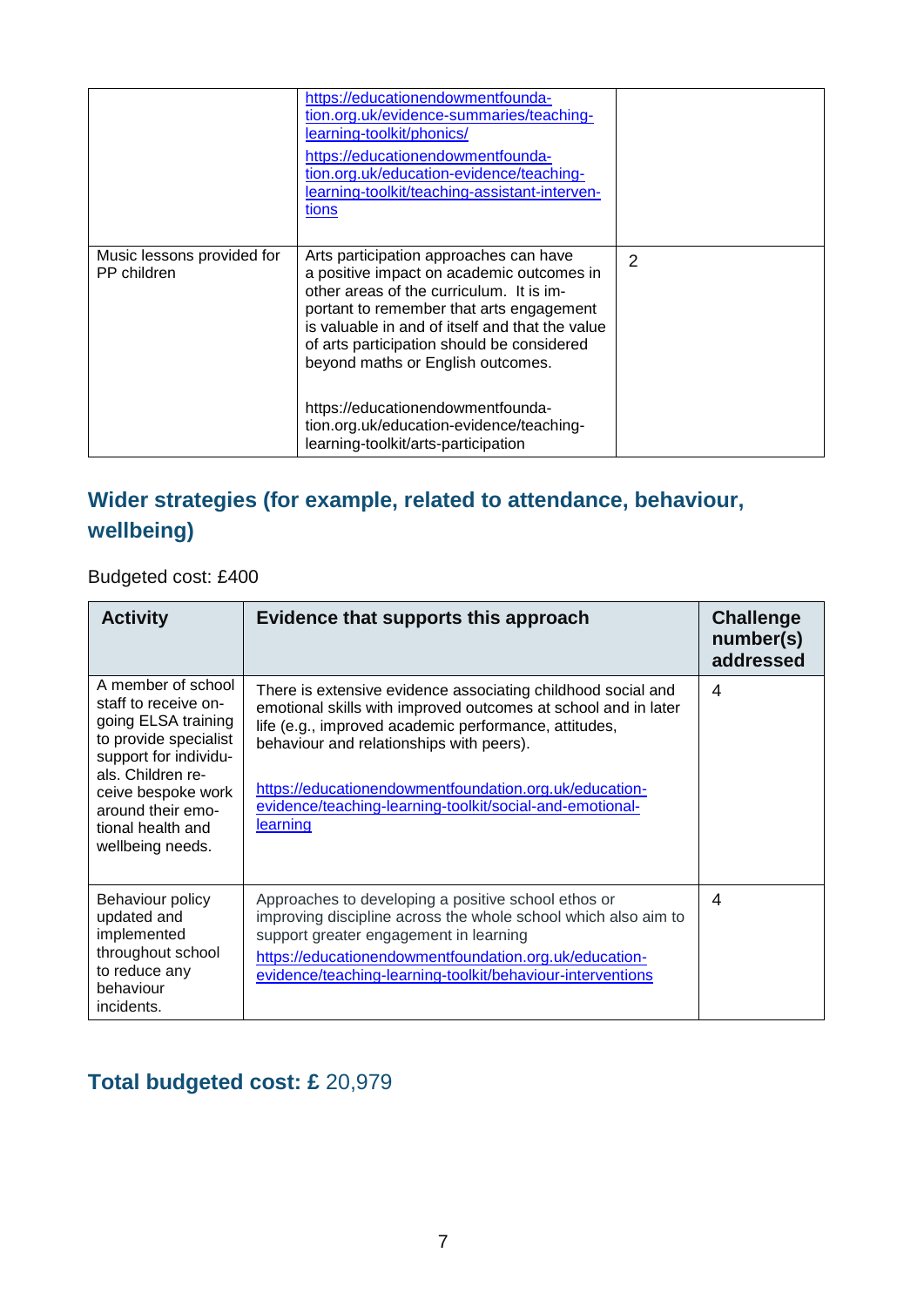| | | |
|---|---|---|
| | https://educationendowmentfoundation.org.uk/evidence-summaries/teaching-learning-toolkit/phonics/ <br> https://educationendowmentfoundation.org.uk/education-evidence/teaching-learning-toolkit/teaching-assistant-interventions | |
| Music lessons provided for PP children | Arts participation approaches can have a positive impact on academic outcomes in other areas of the curriculum. It is important to remember that arts engagement is valuable in and of itself and that the value of arts participation should be considered beyond maths or English outcomes. <br><br> https://educationendowmentfoundation.org.uk/education-evidence/teaching-learning-toolkit/arts-participation | 2 |

## Wider strategies (for example, related to attendance, behaviour, wellbeing)

Budgeted cost: £400

| Activity | Evidence that supports this approach | Challenge number(s) addressed |
|---|---|---|
| A member of school staff to receive on-going ELSA training to provide specialist support for individuals. Children receive bespoke work around their emotional health and wellbeing needs. | There is extensive evidence associating childhood social and emotional skills with improved outcomes at school and in later life (e.g., improved academic performance, attitudes, behaviour and relationships with peers). <br><br> https://educationendowmentfoundation.org.uk/education-evidence/teaching-learning-toolkit/social-and-emotional-learning | 4 |
| Behaviour policy updated and implemented throughout school to reduce any behaviour incidents. | Approaches to developing a positive school ethos or improving discipline across the whole school which also aim to support greater engagement in learning <br> https://educationendowmentfoundation.org.uk/education-evidence/teaching-learning-toolkit/behaviour-interventions | 4 |

## Total budgeted cost: £ 20,979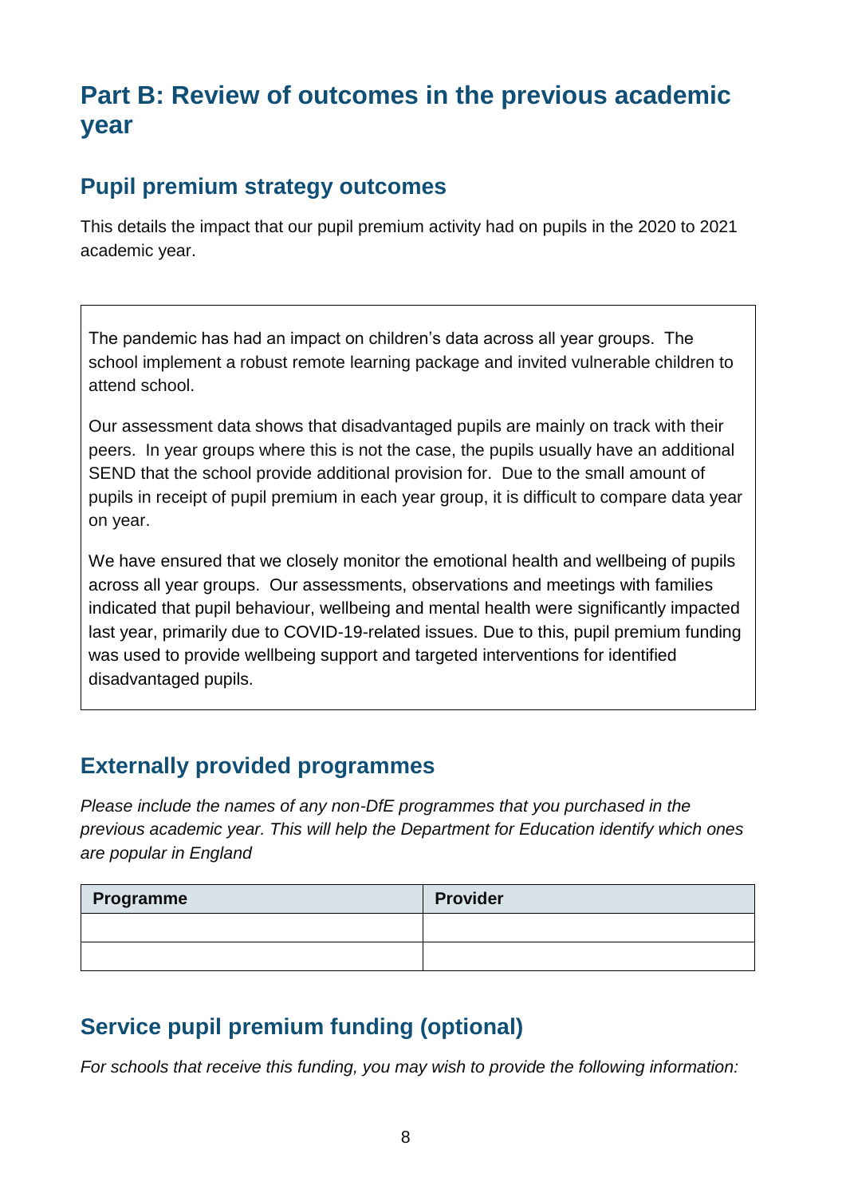# Part B: Review of outcomes in the previous academic year

## Pupil premium strategy outcomes

This details the impact that our pupil premium activity had on pupils in the 2020 to 2021 academic year.

The pandemic has had an impact on children's data across all year groups. The school implement a robust remote learning package and invited vulnerable children to attend school.

Our assessment data shows that disadvantaged pupils are mainly on track with their peers. In year groups where this is not the case, the pupils usually have an additional SEND that the school provide additional provision for. Due to the small amount of pupils in receipt of pupil premium in each year group, it is difficult to compare data year on year.

We have ensured that we closely monitor the emotional health and wellbeing of pupils across all year groups. Our assessments, observations and meetings with families indicated that pupil behaviour, wellbeing and mental health were significantly impacted last year, primarily due to COVID-19-related issues. Due to this, pupil premium funding was used to provide wellbeing support and targeted interventions for identified disadvantaged pupils.

## Externally provided programmes

*Please include the names of any non-DfE programmes that you purchased in the previous academic year. This will help the Department for Education identify which ones are popular in England*

| Programme | Provider |
| --- | --- |
| | |
| | |

## Service pupil premium funding (optional)

*For schools that receive this funding, you may wish to provide the following information:*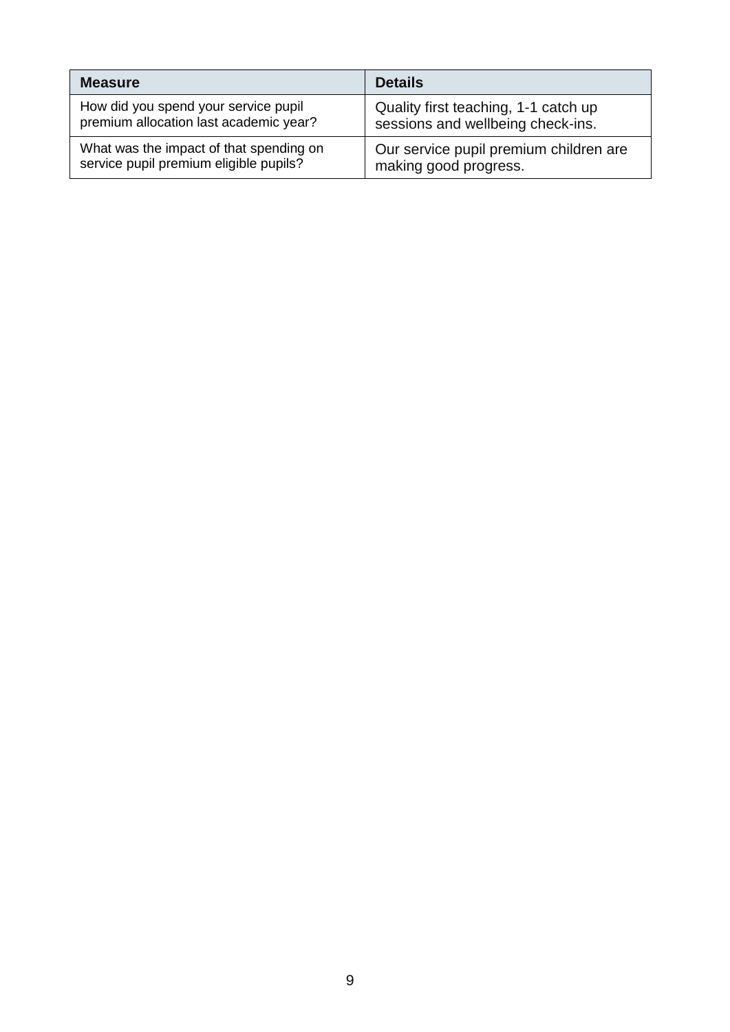| Measure | Details |
| --- | --- |
| How did you spend your service pupil premium allocation last academic year? | Quality first teaching, 1-1 catch up sessions and wellbeing check-ins. |
| What was the impact of that spending on service pupil premium eligible pupils? | Our service pupil premium children are making good progress. |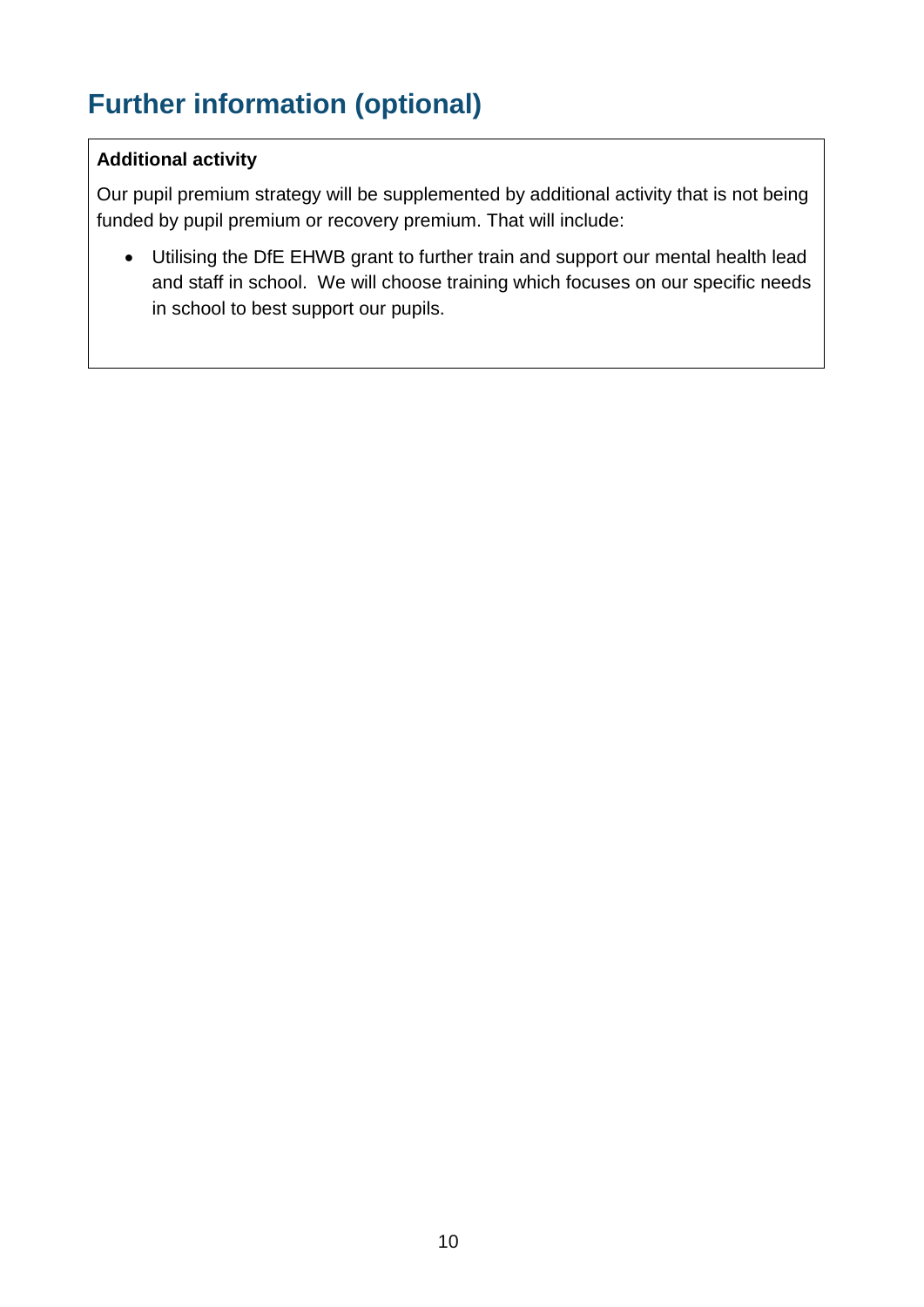## Further information (optional)

**Additional activity**

Our pupil premium strategy will be supplemented by additional activity that is not being funded by pupil premium or recovery premium. That will include:

- Utilising the DfE EHWB grant to further train and support our mental health lead and staff in school. We will choose training which focuses on our specific needs in school to best support our pupils.